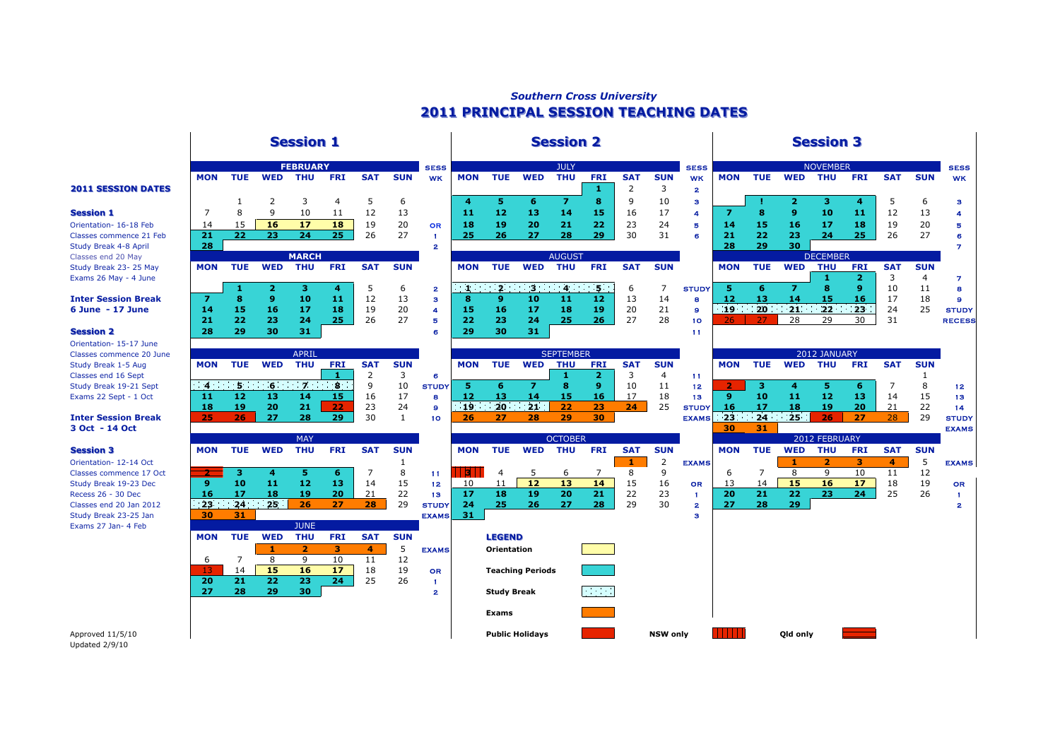*Southern Cross University*

# 2011 PRINCIPAL SESSION TEACHING DATES

### 2011 SESSION DATES

**Session 1**
Orientation- 16-18 Feb
Classes commence 21 Feb
Study Break 4-8 April
Classes end 20 May
Study Break 23- 25 May
Exams 26 May - 4 June

**Inter Session Break**
**6 June - 17 June**

**Session 2**
Orientation- 15-17 June
Classes commence 20 June
Study Break 1-5 Aug
Classes end 16 Sept
Study Break 19-21 Sept
Exams 22 Sept - 1 Oct

**Inter Session Break**
**3 Oct - 14 Oct**

**Session 3**
Orientation- 12-14 Oct
Classes commence 17 Oct
Study Break 19-23 Dec
Recess 26 - 30 Dec
Classes end 20 Jan 2012
Study Break 23-25 Jan
Exams 27 Jan- 4 Feb

## Session 1

**FEBRUARY**

| MON | TUE | WED | THU | FRI | SAT | SUN | SESS WK |
|---|---|---|---|---|---|---|---|
| | 1 | 2 | 3 | 4 | 5 | 6 | |
| 7 | 8 | 9 | 10 | 11 | 12 | 13 | |
| 14 | 15 | 16 | 17 | 18 | 19 | 20 | OR |
| 21 | 22 | 23 | 24 | 25 | 26 | 27 | 1 |
| 28 | | | | | | | 2 |

**MARCH**

| MON | TUE | WED | THU | FRI | SAT | SUN | SESS WK |
|---|---|---|---|---|---|---|---|
| | 1 | 2 | 3 | 4 | 5 | 6 | 2 |
| 7 | 8 | 9 | 10 | 11 | 12 | 13 | 3 |
| 14 | 15 | 16 | 17 | 18 | 19 | 20 | 4 |
| 21 | 22 | 23 | 24 | 25 | 26 | 27 | 5 |
| 28 | 29 | 30 | 31 | | | | 6 |

**APRIL**

| MON | TUE | WED | THU | FRI | SAT | SUN | SESS WK |
|---|---|---|---|---|---|---|---|
| | | | | 1 | 2 | 3 | 6 |
| 4 | 5 | 6 | 7 | 8 | 9 | 10 | STUDY |
| 11 | 12 | 13 | 14 | 15 | 16 | 17 | 8 |
| 18 | 19 | 20 | 21 | 22 | 23 | 24 | 9 |
| 25 | 26 | 27 | 28 | 29 | 30 | 1 | 10 |

**MAY**

| MON | TUE | WED | THU | FRI | SAT | SUN | SESS WK |
|---|---|---|---|---|---|---|---|
| | | | | | | 1 | |
| 2 | 3 | 4 | 5 | 6 | 7 | 8 | 11 |
| 9 | 10 | 11 | 12 | 13 | 14 | 15 | 12 |
| 16 | 17 | 18 | 19 | 20 | 21 | 22 | 13 |
| 23 | 24 | 25 | 26 | 27 | 28 | 29 | STUDY |
| 30 | 31 | | | | | | EXAMS |

**JUNE**

| MON | TUE | WED | THU | FRI | SAT | SUN | SESS WK |
|---|---|---|---|---|---|---|---|
| | | 1 | 2 | 3 | 4 | 5 | EXAMS |
| 6 | 7 | 8 | 9 | 10 | 11 | 12 | |
| 13 | 14 | 15 | 16 | 17 | 18 | 19 | OR |
| 20 | 21 | 22 | 23 | 24 | 25 | 26 | 1 |
| 27 | 28 | 29 | 30 | | | | 2 |

## Session 2

**JULY**

| MON | TUE | WED | THU | FRI | SAT | SUN | SESS WK |
|---|---|---|---|---|---|---|---|
| | | | | 1 | 2 | 3 | 2 |
| 4 | 5 | 6 | 7 | 8 | 9 | 10 | 3 |
| 11 | 12 | 13 | 14 | 15 | 16 | 17 | 4 |
| 18 | 19 | 20 | 21 | 22 | 23 | 24 | 5 |
| 25 | 26 | 27 | 28 | 29 | 30 | 31 | 6 |

**AUGUST**

| MON | TUE | WED | THU | FRI | SAT | SUN | SESS WK |
|---|---|---|---|---|---|---|---|
| 1 | 2 | 3 | 4 | 5 | 6 | 7 | STUDY |
| 8 | 9 | 10 | 11 | 12 | 13 | 14 | 8 |
| 15 | 16 | 17 | 18 | 19 | 20 | 21 | 9 |
| 22 | 23 | 24 | 25 | 26 | 27 | 28 | 10 |
| 29 | 30 | 31 | | | | | 11 |

**SEPTEMBER**

| MON | TUE | WED | THU | FRI | SAT | SUN | SESS WK |
|---|---|---|---|---|---|---|---|
| | | | 1 | 2 | 3 | 4 | 11 |
| 5 | 6 | 7 | 8 | 9 | 10 | 11 | 12 |
| 12 | 13 | 14 | 15 | 16 | 17 | 18 | 13 |
| 19 | 20 | 21 | 22 | 23 | 24 | 25 | STUDY |
| 26 | 27 | 28 | 29 | 30 | | | EXAMS |

**OCTOBER**

| MON | TUE | WED | THU | FRI | SAT | SUN | SESS WK |
|---|---|---|---|---|---|---|---|
| | | | | | 1 | 2 | EXAMS |
| 3 | 4 | 5 | 6 | 7 | 8 | 9 | |
| 10 | 11 | 12 | 13 | 14 | 15 | 16 | OR |
| 17 | 18 | 19 | 20 | 21 | 22 | 23 | 1 |
| 24 | 25 | 26 | 27 | 28 | 29 | 30 | 2 |
| 31 | | | | | | | 3 |

**LEGEND**

- Orientation
- Teaching Periods
- Study Break
- Exams
- Public Holidays
- NSW only
- Qld only

## Session 3

**NOVEMBER**

| MON | TUE | WED | THU | FRI | SAT | SUN | SESS WK |
|---|---|---|---|---|---|---|---|
| | 1 | 2 | 3 | 4 | 5 | 6 | 3 |
| 7 | 8 | 9 | 10 | 11 | 12 | 13 | 4 |
| 14 | 15 | 16 | 17 | 18 | 19 | 20 | 5 |
| 21 | 22 | 23 | 24 | 25 | 26 | 27 | 6 |
| 28 | 29 | 30 | | | | | 7 |

**DECEMBER**

| MON | TUE | WED | THU | FRI | SAT | SUN | SESS WK |
|---|---|---|---|---|---|---|---|
| | | | 1 | 2 | 3 | 4 | 7 |
| 5 | 6 | 7 | 8 | 9 | 10 | 11 | 8 |
| 12 | 13 | 14 | 15 | 16 | 17 | 18 | 9 |
| 19 | 20 | 21 | 22 | 23 | 24 | 25 | STUDY |
| 26 | 27 | 28 | 29 | 30 | 31 | | RECESS |

**2012 JANUARY**

| MON | TUE | WED | THU | FRI | SAT | SUN | SESS WK |
|---|---|---|---|---|---|---|---|
| | | | | | | 1 | |
| 2 | 3 | 4 | 5 | 6 | 7 | 8 | 12 |
| 9 | 10 | 11 | 12 | 13 | 14 | 15 | 13 |
| 16 | 17 | 18 | 19 | 20 | 21 | 22 | 14 |
| 23 | 24 | 25 | 26 | 27 | 28 | 29 | STUDY |
| 30 | 31 | | | | | | EXAMS |

**2012 FEBRUARY**

| MON | TUE | WED | THU | FRI | SAT | SUN | SESS WK |
|---|---|---|---|---|---|---|---|
| | | 1 | 2 | 3 | 4 | 5 | EXAMS |
| 6 | 7 | 8 | 9 | 10 | 11 | 12 | |
| 13 | 14 | 15 | 16 | 17 | 18 | 19 | OR |
| 20 | 21 | 22 | 23 | 24 | 25 | 26 | 1 |
| 27 | 28 | 29 | | | | | 2 |

Approved 11/5/10
Updated 2/9/10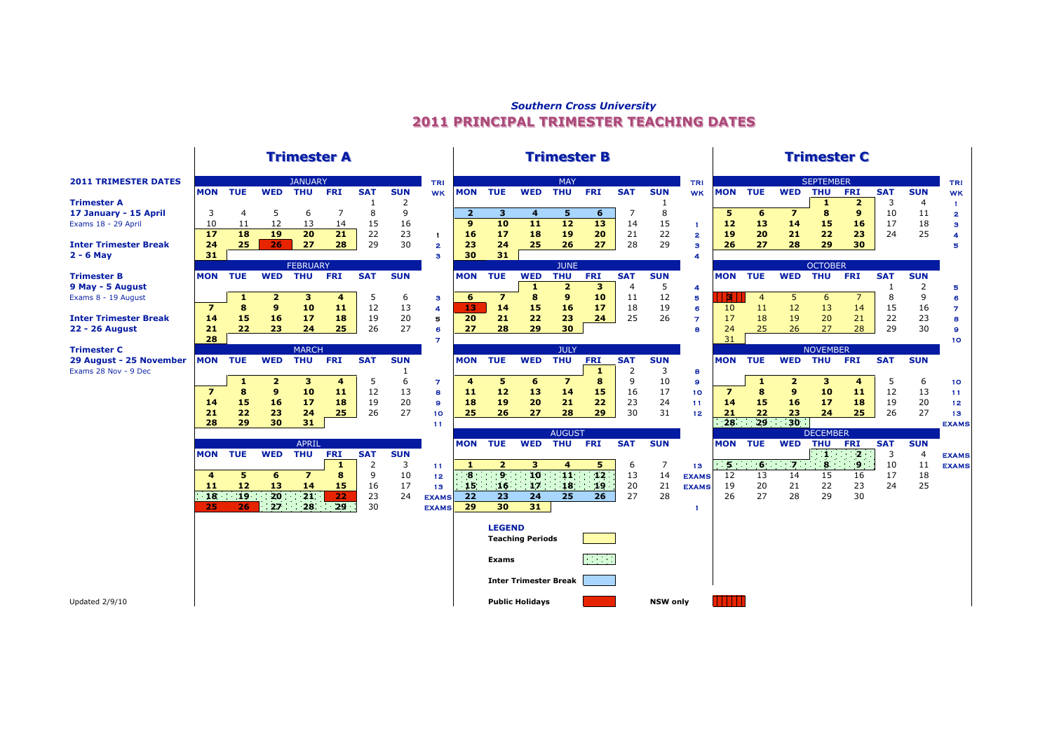*Southern Cross University*

# 2011 PRINCIPAL TRIMESTER TEACHING DATES

**2011 TRIMESTER DATES**

**Trimester A**
**17 January - 15 April**
Exams 18 - 29 April

**Inter Trimester Break**
**2 - 6 May**

**Trimester B**
**9 May - 5 August**
Exams 8 - 19 August

**Inter Trimester Break**
**22 - 26 August**

**Trimester C**
**29 August - 25 November**
Exams 28 Nov - 9 Dec

## Trimester A

**JANUARY**

| MON | TUE | WED | THU | FRI | SAT | SUN | TRI WK |
|---|---|---|---|---|---|---|---|
| | | | | | 1 | 2 | |
| 3 | 4 | 5 | 6 | 7 | 8 | 9 | |
| 10 | 11 | 12 | 13 | 14 | 15 | 16 | |
| 17 | 18 | 19 | 20 | 21 | 22 | 23 | 1 |
| 24 | 25 | 26 | 27 | 28 | 29 | 30 | 2 |
| 31 | | | | | | | 3 |

**FEBRUARY**

| MON | TUE | WED | THU | FRI | SAT | SUN | TRI WK |
|---|---|---|---|---|---|---|---|
| | 1 | 2 | 3 | 4 | 5 | 6 | 3 |
| 7 | 8 | 9 | 10 | 11 | 12 | 13 | 4 |
| 14 | 15 | 16 | 17 | 18 | 19 | 20 | 5 |
| 21 | 22 | 23 | 24 | 25 | 26 | 27 | 6 |
| 28 | | | | | | | 7 |

**MARCH**

| MON | TUE | WED | THU | FRI | SAT | SUN | TRI WK |
|---|---|---|---|---|---|---|---|
| | | | | | | 1 | |
| | 1 | 2 | 3 | 4 | 5 | 6 | 7 |
| 7 | 8 | 9 | 10 | 11 | 12 | 13 | 8 |
| 14 | 15 | 16 | 17 | 18 | 19 | 20 | 9 |
| 21 | 22 | 23 | 24 | 25 | 26 | 27 | 10 |
| 28 | 29 | 30 | 31 | | | | 11 |

**APRIL**

| MON | TUE | WED | THU | FRI | SAT | SUN | TRI WK |
|---|---|---|---|---|---|---|---|
| | | | | 1 | 2 | 3 | 11 |
| 4 | 5 | 6 | 7 | 8 | 9 | 10 | 12 |
| 11 | 12 | 13 | 14 | 15 | 16 | 17 | 13 |
| 18 | 19 | 20 | 21 | 22 | 23 | 24 | EXAMS |
| 25 | 26 | 27 | 28 | 29 | 30 | | EXAMS |

## Trimester B

**MAY**

| MON | TUE | WED | THU | FRI | SAT | SUN | TRI WK |
|---|---|---|---|---|---|---|---|
| | | | | | | 1 | |
| 2 | 3 | 4 | 5 | 6 | 7 | 8 | |
| 9 | 10 | 11 | 12 | 13 | 14 | 15 | 1 |
| 16 | 17 | 18 | 19 | 20 | 21 | 22 | 2 |
| 23 | 24 | 25 | 26 | 27 | 28 | 29 | 3 |
| 30 | 31 | | | | | | 4 |

**JUNE**

| MON | TUE | WED | THU | FRI | SAT | SUN | TRI WK |
|---|---|---|---|---|---|---|---|
| | | 1 | 2 | 3 | 4 | 5 | 4 |
| 6 | 7 | 8 | 9 | 10 | 11 | 12 | 5 |
| 13 | 14 | 15 | 16 | 17 | 18 | 19 | 6 |
| 20 | 21 | 22 | 23 | 24 | 25 | 26 | 7 |
| 27 | 28 | 29 | 30 | | | | 8 |

**JULY**

| MON | TUE | WED | THU | FRI | SAT | SUN | TRI WK |
|---|---|---|---|---|---|---|---|
| | | | | 1 | 2 | 3 | 8 |
| 4 | 5 | 6 | 7 | 8 | 9 | 10 | 9 |
| 11 | 12 | 13 | 14 | 15 | 16 | 17 | 10 |
| 18 | 19 | 20 | 21 | 22 | 23 | 24 | 11 |
| 25 | 26 | 27 | 28 | 29 | 30 | 31 | 12 |

**AUGUST**

| MON | TUE | WED | THU | FRI | SAT | SUN | TRI WK |
|---|---|---|---|---|---|---|---|
| 1 | 2 | 3 | 4 | 5 | 6 | 7 | 13 |
| 8 | 9 | 10 | 11 | 12 | 13 | 14 | EXAMS |
| 15 | 16 | 17 | 18 | 19 | 20 | 21 | EXAMS |
| 22 | 23 | 24 | 25 | 26 | 27 | 28 | |
| 29 | 30 | 31 | | | | | 1 |

## Trimester C

**SEPTEMBER**

| MON | TUE | WED | THU | FRI | SAT | SUN | TRI WK |
|---|---|---|---|---|---|---|---|
| | | | 1 | 2 | 3 | 4 | 1 |
| 5 | 6 | 7 | 8 | 9 | 10 | 11 | 2 |
| 12 | 13 | 14 | 15 | 16 | 17 | 18 | 3 |
| 19 | 20 | 21 | 22 | 23 | 24 | 25 | 4 |
| 26 | 27 | 28 | 29 | 30 | | | 5 |

**OCTOBER**

| MON | TUE | WED | THU | FRI | SAT | SUN | TRI WK |
|---|---|---|---|---|---|---|---|
| | | | | | 1 | 2 | 5 |
| 3 | 4 | 5 | 6 | 7 | 8 | 9 | 6 |
| 10 | 11 | 12 | 13 | 14 | 15 | 16 | 7 |
| 17 | 18 | 19 | 20 | 21 | 22 | 23 | 8 |
| 24 | 25 | 26 | 27 | 28 | 29 | 30 | 9 |
| 31 | | | | | | | 10 |

**NOVEMBER**

| MON | TUE | WED | THU | FRI | SAT | SUN | TRI WK |
|---|---|---|---|---|---|---|---|
| | 1 | 2 | 3 | 4 | 5 | 6 | 10 |
| 7 | 8 | 9 | 10 | 11 | 12 | 13 | 11 |
| 14 | 15 | 16 | 17 | 18 | 19 | 20 | 12 |
| 21 | 22 | 23 | 24 | 25 | 26 | 27 | 13 |
| 28 | 29 | 30 | | | | | EXAMS |

**DECEMBER**

| MON | TUE | WED | THU | FRI | SAT | SUN | TRI WK |
|---|---|---|---|---|---|---|---|
| | | | 1 | 2 | 3 | 4 | EXAMS |
| 5 | 6 | 7 | 8 | 9 | 10 | 11 | EXAMS |
| 12 | 13 | 14 | 15 | 16 | 17 | 18 | |
| 19 | 20 | 21 | 22 | 23 | 24 | 25 | |
| 26 | 27 | 28 | 29 | 30 | | | |

**LEGEND**

- **Teaching Periods**
- **Exams**
- **Inter Trimester Break**
- **Public Holidays**
- **NSW only**

Updated 2/9/10